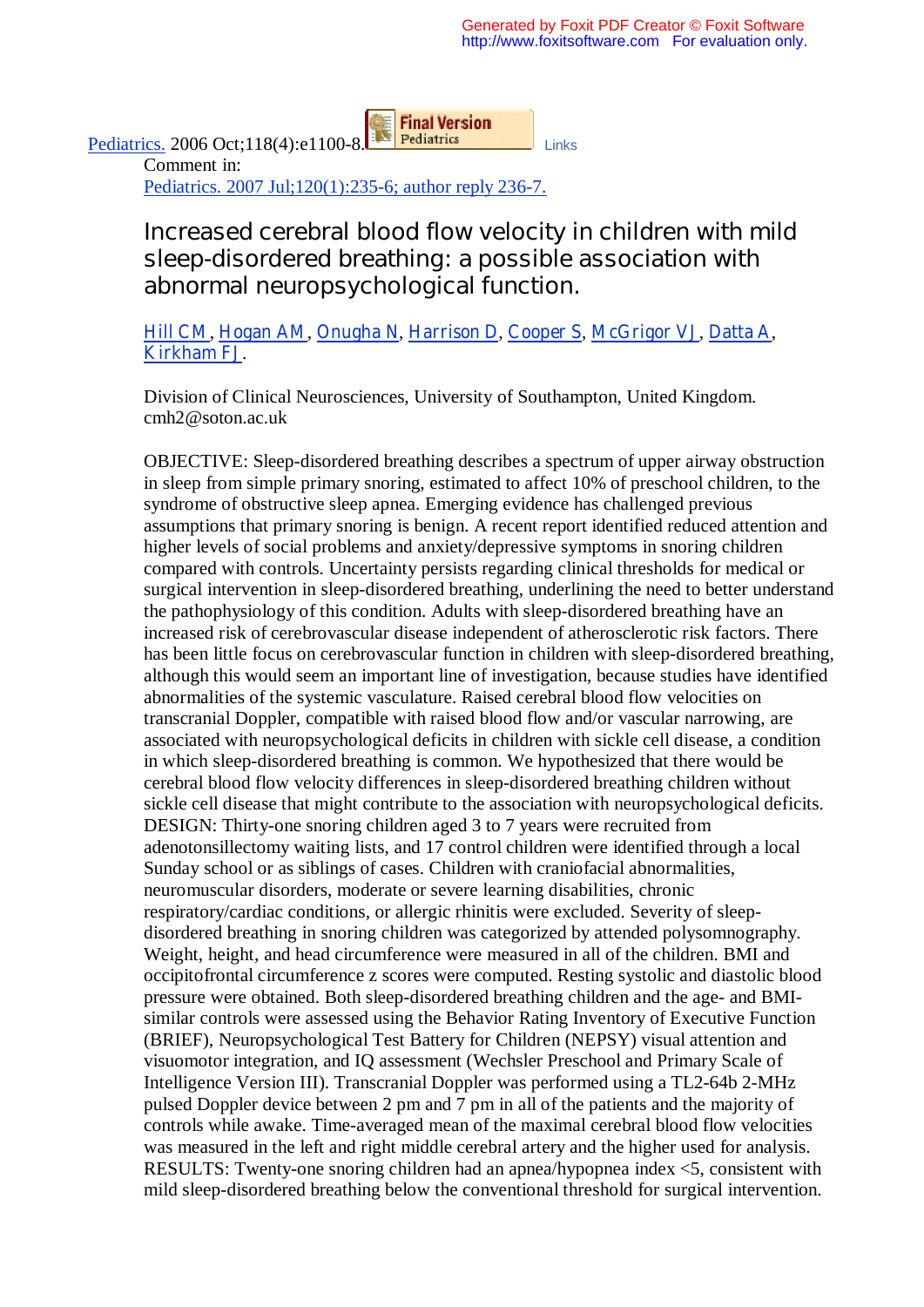Pediatrics. 2006 Oct;118(4):e1100-8. Final Version Pediatrics Links

Comment in:
Pediatrics. 2007 Jul;120(1):235-6; author reply 236-7.

# Increased cerebral blood flow velocity in children with mild sleep-disordered breathing: a possible association with abnormal neuropsychological function.

Hill CM, Hogan AM, Onugha N, Harrison D, Cooper S, McGrigor VJ, Datta A, Kirkham FJ.

Division of Clinical Neurosciences, University of Southampton, United Kingdom. cmh2@soton.ac.uk

OBJECTIVE: Sleep-disordered breathing describes a spectrum of upper airway obstruction in sleep from simple primary snoring, estimated to affect 10% of preschool children, to the syndrome of obstructive sleep apnea. Emerging evidence has challenged previous assumptions that primary snoring is benign. A recent report identified reduced attention and higher levels of social problems and anxiety/depressive symptoms in snoring children compared with controls. Uncertainty persists regarding clinical thresholds for medical or surgical intervention in sleep-disordered breathing, underlining the need to better understand the pathophysiology of this condition. Adults with sleep-disordered breathing have an increased risk of cerebrovascular disease independent of atherosclerotic risk factors. There has been little focus on cerebrovascular function in children with sleep-disordered breathing, although this would seem an important line of investigation, because studies have identified abnormalities of the systemic vasculature. Raised cerebral blood flow velocities on transcranial Doppler, compatible with raised blood flow and/or vascular narrowing, are associated with neuropsychological deficits in children with sickle cell disease, a condition in which sleep-disordered breathing is common. We hypothesized that there would be cerebral blood flow velocity differences in sleep-disordered breathing children without sickle cell disease that might contribute to the association with neuropsychological deficits. DESIGN: Thirty-one snoring children aged 3 to 7 years were recruited from adenotonsillectomy waiting lists, and 17 control children were identified through a local Sunday school or as siblings of cases. Children with craniofacial abnormalities, neuromuscular disorders, moderate or severe learning disabilities, chronic respiratory/cardiac conditions, or allergic rhinitis were excluded. Severity of sleep-disordered breathing in snoring children was categorized by attended polysomnography. Weight, height, and head circumference were measured in all of the children. BMI and occipitofrontal circumference z scores were computed. Resting systolic and diastolic blood pressure were obtained. Both sleep-disordered breathing children and the age- and BMI-similar controls were assessed using the Behavior Rating Inventory of Executive Function (BRIEF), Neuropsychological Test Battery for Children (NEPSY) visual attention and visuomotor integration, and IQ assessment (Wechsler Preschool and Primary Scale of Intelligence Version III). Transcranial Doppler was performed using a TL2-64b 2-MHz pulsed Doppler device between 2 pm and 7 pm in all of the patients and the majority of controls while awake. Time-averaged mean of the maximal cerebral blood flow velocities was measured in the left and right middle cerebral artery and the higher used for analysis. RESULTS: Twenty-one snoring children had an apnea/hypopnea index <5, consistent with mild sleep-disordered breathing below the conventional threshold for surgical intervention.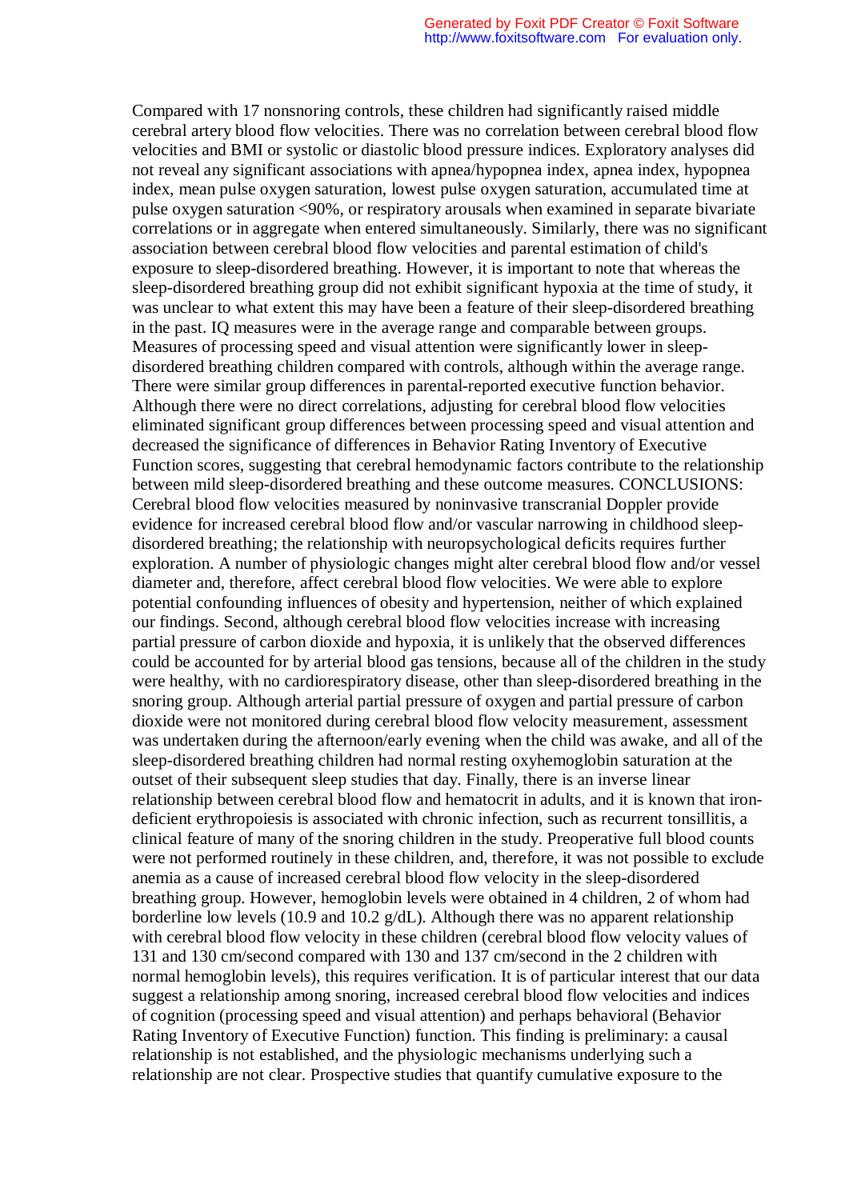Compared with 17 nonsnoring controls, these children had significantly raised middle cerebral artery blood flow velocities. There was no correlation between cerebral blood flow velocities and BMI or systolic or diastolic blood pressure indices. Exploratory analyses did not reveal any significant associations with apnea/hypopnea index, apnea index, hypopnea index, mean pulse oxygen saturation, lowest pulse oxygen saturation, accumulated time at pulse oxygen saturation <90%, or respiratory arousals when examined in separate bivariate correlations or in aggregate when entered simultaneously. Similarly, there was no significant association between cerebral blood flow velocities and parental estimation of child's exposure to sleep-disordered breathing. However, it is important to note that whereas the sleep-disordered breathing group did not exhibit significant hypoxia at the time of study, it was unclear to what extent this may have been a feature of their sleep-disordered breathing in the past. IQ measures were in the average range and comparable between groups. Measures of processing speed and visual attention were significantly lower in sleep-disordered breathing children compared with controls, although within the average range. There were similar group differences in parental-reported executive function behavior. Although there were no direct correlations, adjusting for cerebral blood flow velocities eliminated significant group differences between processing speed and visual attention and decreased the significance of differences in Behavior Rating Inventory of Executive Function scores, suggesting that cerebral hemodynamic factors contribute to the relationship between mild sleep-disordered breathing and these outcome measures. CONCLUSIONS: Cerebral blood flow velocities measured by noninvasive transcranial Doppler provide evidence for increased cerebral blood flow and/or vascular narrowing in childhood sleep-disordered breathing; the relationship with neuropsychological deficits requires further exploration. A number of physiologic changes might alter cerebral blood flow and/or vessel diameter and, therefore, affect cerebral blood flow velocities. We were able to explore potential confounding influences of obesity and hypertension, neither of which explained our findings. Second, although cerebral blood flow velocities increase with increasing partial pressure of carbon dioxide and hypoxia, it is unlikely that the observed differences could be accounted for by arterial blood gas tensions, because all of the children in the study were healthy, with no cardiorespiratory disease, other than sleep-disordered breathing in the snoring group. Although arterial partial pressure of oxygen and partial pressure of carbon dioxide were not monitored during cerebral blood flow velocity measurement, assessment was undertaken during the afternoon/early evening when the child was awake, and all of the sleep-disordered breathing children had normal resting oxyhemoglobin saturation at the outset of their subsequent sleep studies that day. Finally, there is an inverse linear relationship between cerebral blood flow and hematocrit in adults, and it is known that iron-deficient erythropoiesis is associated with chronic infection, such as recurrent tonsillitis, a clinical feature of many of the snoring children in the study. Preoperative full blood counts were not performed routinely in these children, and, therefore, it was not possible to exclude anemia as a cause of increased cerebral blood flow velocity in the sleep-disordered breathing group. However, hemoglobin levels were obtained in 4 children, 2 of whom had borderline low levels (10.9 and 10.2 g/dL). Although there was no apparent relationship with cerebral blood flow velocity in these children (cerebral blood flow velocity values of 131 and 130 cm/second compared with 130 and 137 cm/second in the 2 children with normal hemoglobin levels), this requires verification. It is of particular interest that our data suggest a relationship among snoring, increased cerebral blood flow velocities and indices of cognition (processing speed and visual attention) and perhaps behavioral (Behavior Rating Inventory of Executive Function) function. This finding is preliminary: a causal relationship is not established, and the physiologic mechanisms underlying such a relationship are not clear. Prospective studies that quantify cumulative exposure to the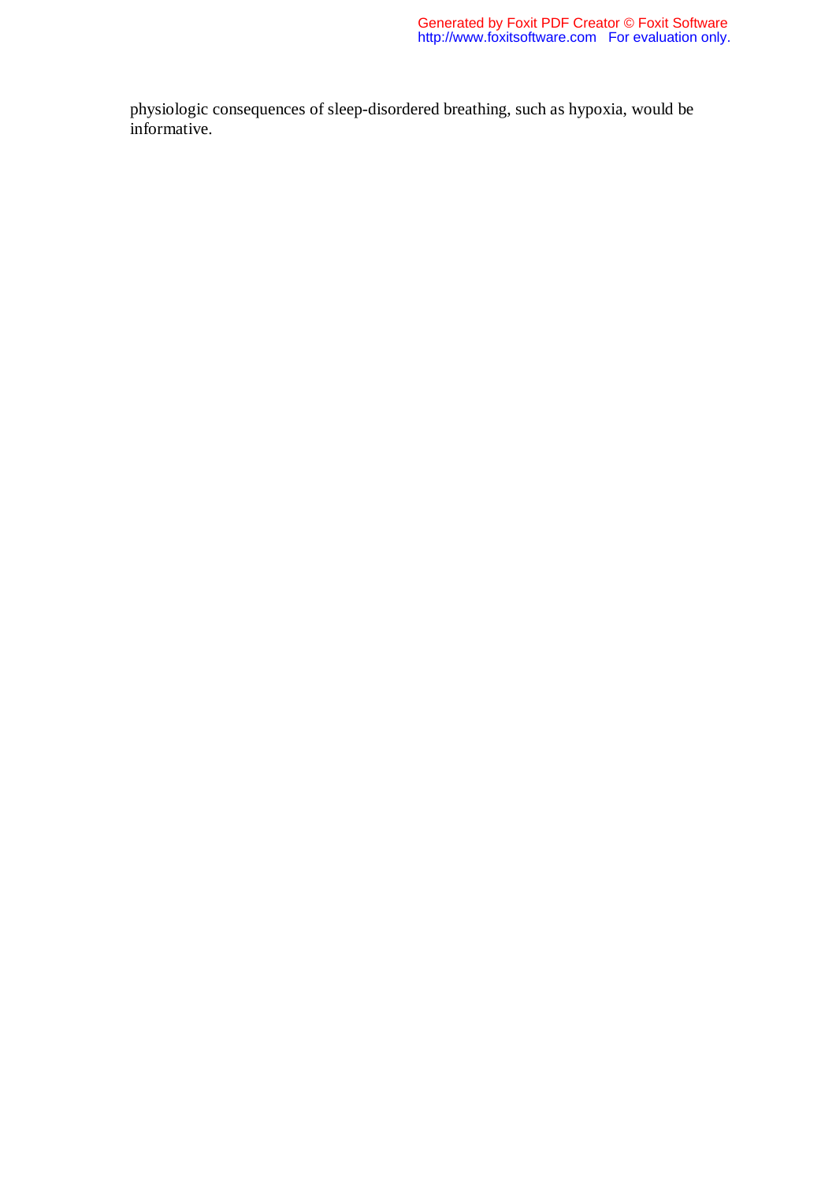physiologic consequences of sleep-disordered breathing, such as hypoxia, would be informative.